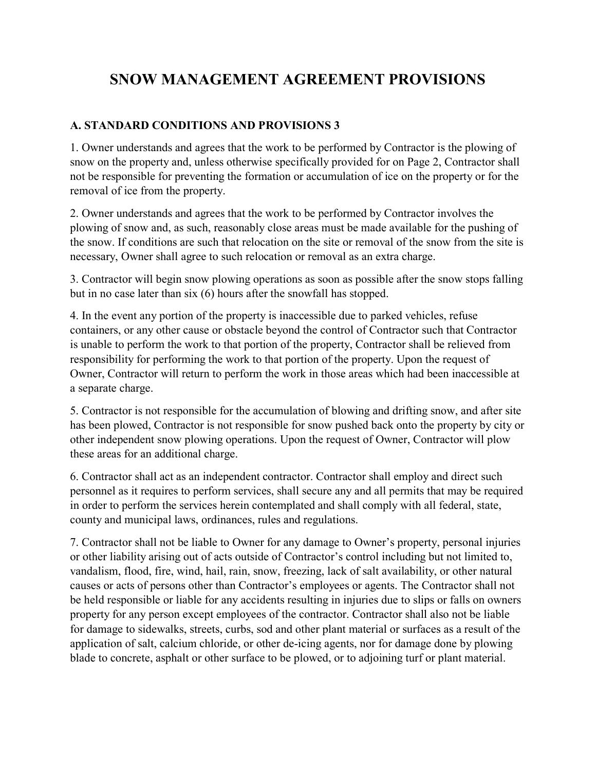# SNOW MANAGEMENT AGREEMENT PROVISIONS

### A. STANDARD CONDITIONS AND PROVISIONS 3

1. Owner understands and agrees that the work to be performed by Contractor is the plowing of snow on the property and, unless otherwise specifically provided for on Page 2, Contractor shall not be responsible for preventing the formation or accumulation of ice on the property or for the removal of ice from the property.

2. Owner understands and agrees that the work to be performed by Contractor involves the plowing of snow and, as such, reasonably close areas must be made available for the pushing of the snow. If conditions are such that relocation on the site or removal of the snow from the site is necessary, Owner shall agree to such relocation or removal as an extra charge.

3. Contractor will begin snow plowing operations as soon as possible after the snow stops falling but in no case later than six (6) hours after the snowfall has stopped.

4. In the event any portion of the property is inaccessible due to parked vehicles, refuse containers, or any other cause or obstacle beyond the control of Contractor such that Contractor is unable to perform the work to that portion of the property, Contractor shall be relieved from responsibility for performing the work to that portion of the property. Upon the request of Owner, Contractor will return to perform the work in those areas which had been inaccessible at a separate charge.

5. Contractor is not responsible for the accumulation of blowing and drifting snow, and after site has been plowed, Contractor is not responsible for snow pushed back onto the property by city or other independent snow plowing operations. Upon the request of Owner, Contractor will plow these areas for an additional charge.

6. Contractor shall act as an independent contractor. Contractor shall employ and direct such personnel as it requires to perform services, shall secure any and all permits that may be required in order to perform the services herein contemplated and shall comply with all federal, state, county and municipal laws, ordinances, rules and regulations.

7. Contractor shall not be liable to Owner for any damage to Owner's property, personal injuries or other liability arising out of acts outside of Contractor's control including but not limited to, vandalism, flood, fire, wind, hail, rain, snow, freezing, lack of salt availability, or other natural causes or acts of persons other than Contractor's employees or agents. The Contractor shall not be held responsible or liable for any accidents resulting in injuries due to slips or falls on owners property for any person except employees of the contractor. Contractor shall also not be liable for damage to sidewalks, streets, curbs, sod and other plant material or surfaces as a result of the application of salt, calcium chloride, or other de-icing agents, nor for damage done by plowing blade to concrete, asphalt or other surface to be plowed, or to adjoining turf or plant material.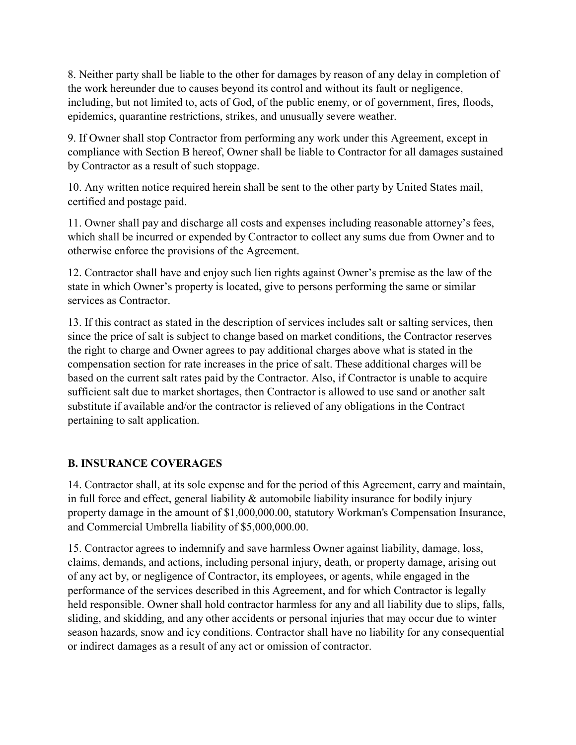8. Neither party shall be liable to the other for damages by reason of any delay in completion of the work hereunder due to causes beyond its control and without its fault or negligence, including, but not limited to, acts of God, of the public enemy, or of government, fires, floods, epidemics, quarantine restrictions, strikes, and unusually severe weather.

9. If Owner shall stop Contractor from performing any work under this Agreement, except in compliance with Section B hereof, Owner shall be liable to Contractor for all damages sustained by Contractor as a result of such stoppage.

10. Any written notice required herein shall be sent to the other party by United States mail, certified and postage paid.

11. Owner shall pay and discharge all costs and expenses including reasonable attorney's fees, which shall be incurred or expended by Contractor to collect any sums due from Owner and to otherwise enforce the provisions of the Agreement.

12. Contractor shall have and enjoy such lien rights against Owner's premise as the law of the state in which Owner's property is located, give to persons performing the same or similar services as Contractor.

13. If this contract as stated in the description of services includes salt or salting services, then since the price of salt is subject to change based on market conditions, the Contractor reserves the right to charge and Owner agrees to pay additional charges above what is stated in the compensation section for rate increases in the price of salt. These additional charges will be based on the current salt rates paid by the Contractor. Also, if Contractor is unable to acquire sufficient salt due to market shortages, then Contractor is allowed to use sand or another salt substitute if available and/or the contractor is relieved of any obligations in the Contract pertaining to salt application.

## B. INSURANCE COVERAGES

14. Contractor shall, at its sole expense and for the period of this Agreement, carry and maintain, in full force and effect, general liability & automobile liability insurance for bodily injury property damage in the amount of $1,000,000.00, statutory Workman's Compensation Insurance, and Commercial Umbrella liability of $5,000,000.00.

15. Contractor agrees to indemnify and save harmless Owner against liability, damage, loss, claims, demands, and actions, including personal injury, death, or property damage, arising out of any act by, or negligence of Contractor, its employees, or agents, while engaged in the performance of the services described in this Agreement, and for which Contractor is legally held responsible. Owner shall hold contractor harmless for any and all liability due to slips, falls, sliding, and skidding, and any other accidents or personal injuries that may occur due to winter season hazards, snow and icy conditions. Contractor shall have no liability for any consequential or indirect damages as a result of any act or omission of contractor.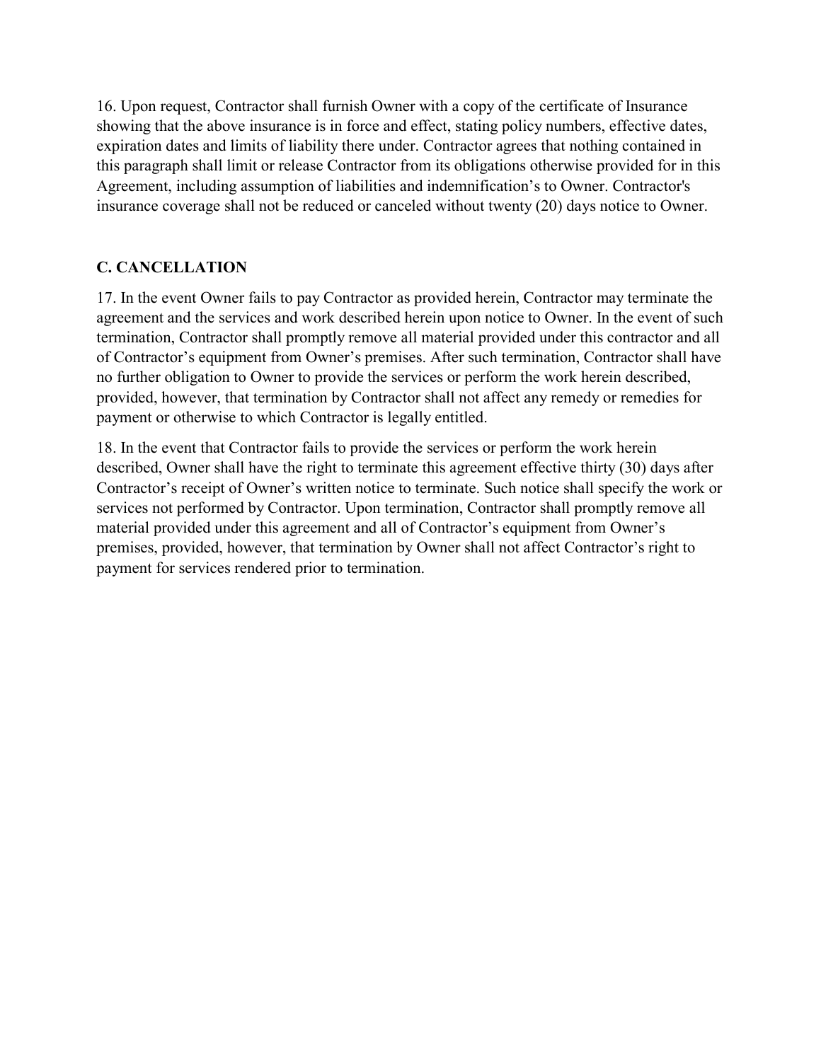16. Upon request, Contractor shall furnish Owner with a copy of the certificate of Insurance showing that the above insurance is in force and effect, stating policy numbers, effective dates, expiration dates and limits of liability there under. Contractor agrees that nothing contained in this paragraph shall limit or release Contractor from its obligations otherwise provided for in this Agreement, including assumption of liabilities and indemnification's to Owner. Contractor's insurance coverage shall not be reduced or canceled without twenty (20) days notice to Owner.

## C. CANCELLATION

17. In the event Owner fails to pay Contractor as provided herein, Contractor may terminate the agreement and the services and work described herein upon notice to Owner. In the event of such termination, Contractor shall promptly remove all material provided under this contractor and all of Contractor's equipment from Owner's premises. After such termination, Contractor shall have no further obligation to Owner to provide the services or perform the work herein described, provided, however, that termination by Contractor shall not affect any remedy or remedies for payment or otherwise to which Contractor is legally entitled.

18. In the event that Contractor fails to provide the services or perform the work herein described, Owner shall have the right to terminate this agreement effective thirty (30) days after Contractor's receipt of Owner's written notice to terminate. Such notice shall specify the work or services not performed by Contractor. Upon termination, Contractor shall promptly remove all material provided under this agreement and all of Contractor's equipment from Owner's premises, provided, however, that termination by Owner shall not affect Contractor's right to payment for services rendered prior to termination.